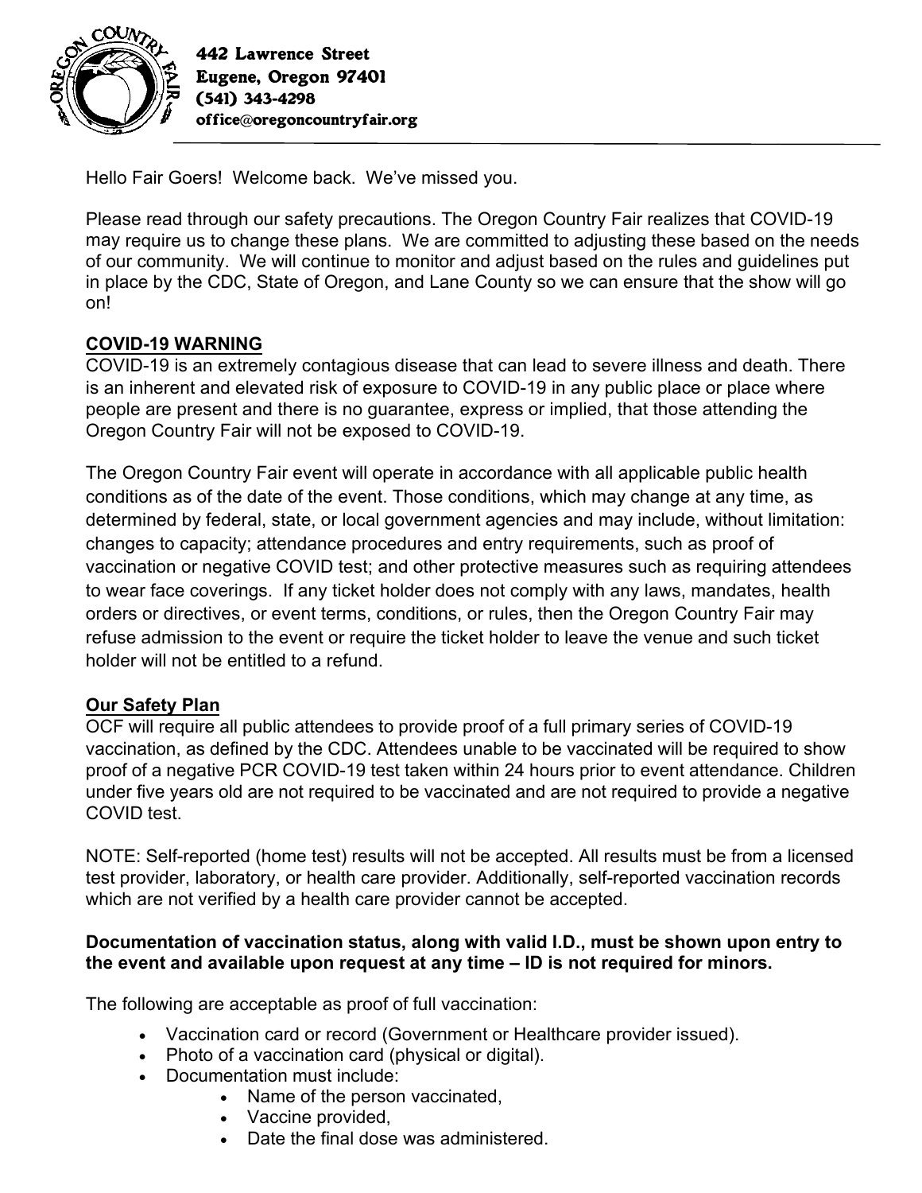442 Lawrence Street
Eugene, Oregon 97401
(541) 343-4298
office@oregoncountryfair.org

Hello Fair Goers! Welcome back. We've missed you.

Please read through our safety precautions. The Oregon Country Fair realizes that COVID-19 may require us to change these plans. We are committed to adjusting these based on the needs of our community. We will continue to monitor and adjust based on the rules and guidelines put in place by the CDC, State of Oregon, and Lane County so we can ensure that the show will go on!

## COVID-19 WARNING

COVID-19 is an extremely contagious disease that can lead to severe illness and death. There is an inherent and elevated risk of exposure to COVID-19 in any public place or place where people are present and there is no guarantee, express or implied, that those attending the Oregon Country Fair will not be exposed to COVID-19.

The Oregon Country Fair event will operate in accordance with all applicable public health conditions as of the date of the event. Those conditions, which may change at any time, as determined by federal, state, or local government agencies and may include, without limitation: changes to capacity; attendance procedures and entry requirements, such as proof of vaccination or negative COVID test; and other protective measures such as requiring attendees to wear face coverings. If any ticket holder does not comply with any laws, mandates, health orders or directives, or event terms, conditions, or rules, then the Oregon Country Fair may refuse admission to the event or require the ticket holder to leave the venue and such ticket holder will not be entitled to a refund.

## Our Safety Plan

OCF will require all public attendees to provide proof of a full primary series of COVID-19 vaccination, as defined by the CDC. Attendees unable to be vaccinated will be required to show proof of a negative PCR COVID-19 test taken within 24 hours prior to event attendance. Children under five years old are not required to be vaccinated and are not required to provide a negative COVID test.

NOTE: Self-reported (home test) results will not be accepted. All results must be from a licensed test provider, laboratory, or health care provider. Additionally, self-reported vaccination records which are not verified by a health care provider cannot be accepted.

**Documentation of vaccination status, along with valid I.D., must be shown upon entry to the event and available upon request at any time – ID is not required for minors.**

The following are acceptable as proof of full vaccination:

- Vaccination card or record (Government or Healthcare provider issued).
- Photo of a vaccination card (physical or digital).
- Documentation must include:
  - Name of the person vaccinated,
  - Vaccine provided,
  - Date the final dose was administered.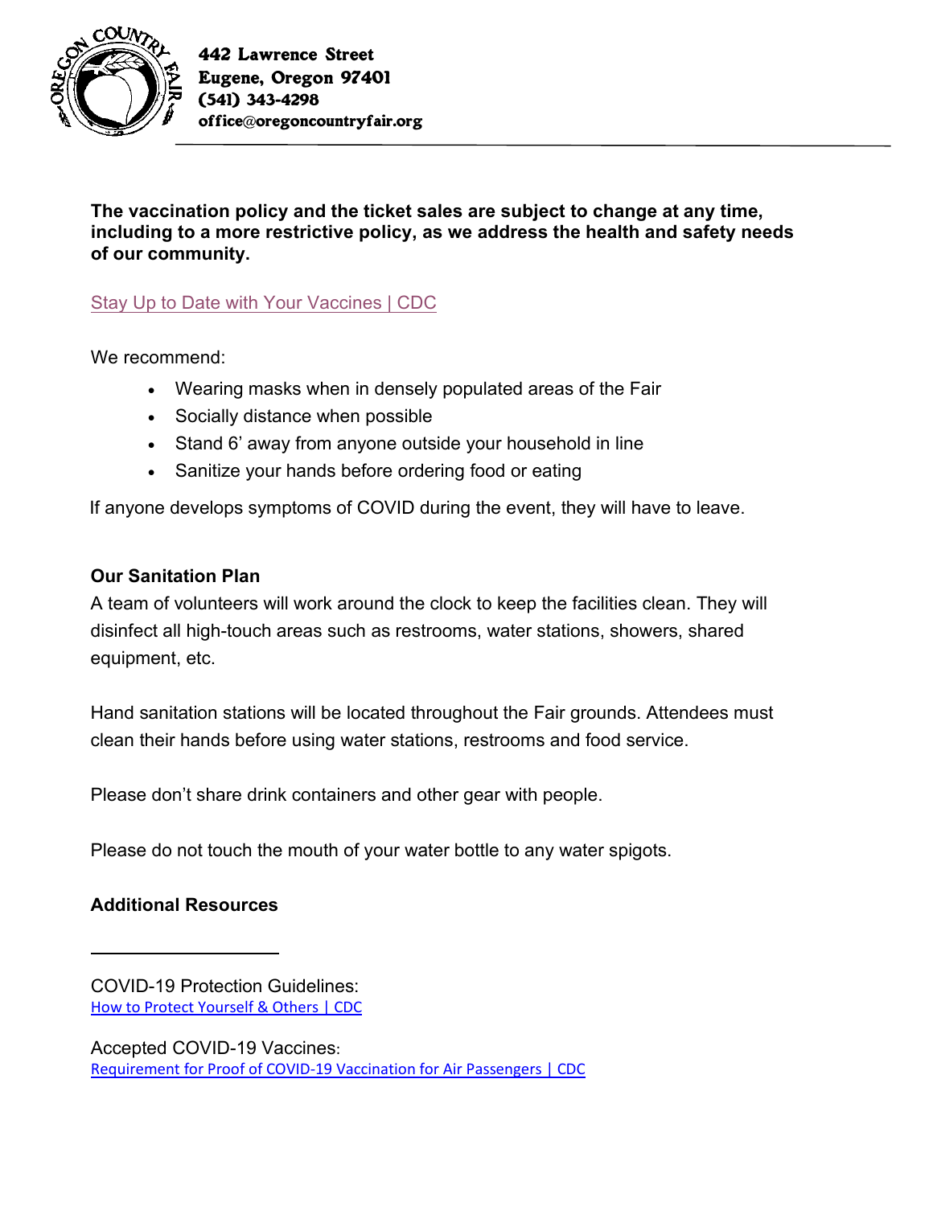442 Lawrence Street
Eugene, Oregon 97401
(541) 343-4298
office@oregoncountryfair.org

**The vaccination policy and the ticket sales are subject to change at any time, including to a more restrictive policy, as we address the health and safety needs of our community.**

Stay Up to Date with Your Vaccines | CDC

We recommend:

- Wearing masks when in densely populated areas of the Fair
- Socially distance when possible
- Stand 6' away from anyone outside your household in line
- Sanitize your hands before ordering food or eating

If anyone develops symptoms of COVID during the event, they will have to leave.

**Our Sanitation Plan**

A team of volunteers will work around the clock to keep the facilities clean. They will disinfect all high-touch areas such as restrooms, water stations, showers, shared equipment, etc.

Hand sanitation stations will be located throughout the Fair grounds. Attendees must clean their hands before using water stations, restrooms and food service.

Please don't share drink containers and other gear with people.

Please do not touch the mouth of your water bottle to any water spigots.

**Additional Resources**

COVID-19 Protection Guidelines:
How to Protect Yourself & Others | CDC

Accepted COVID-19 Vaccines:
Requirement for Proof of COVID-19 Vaccination for Air Passengers | CDC